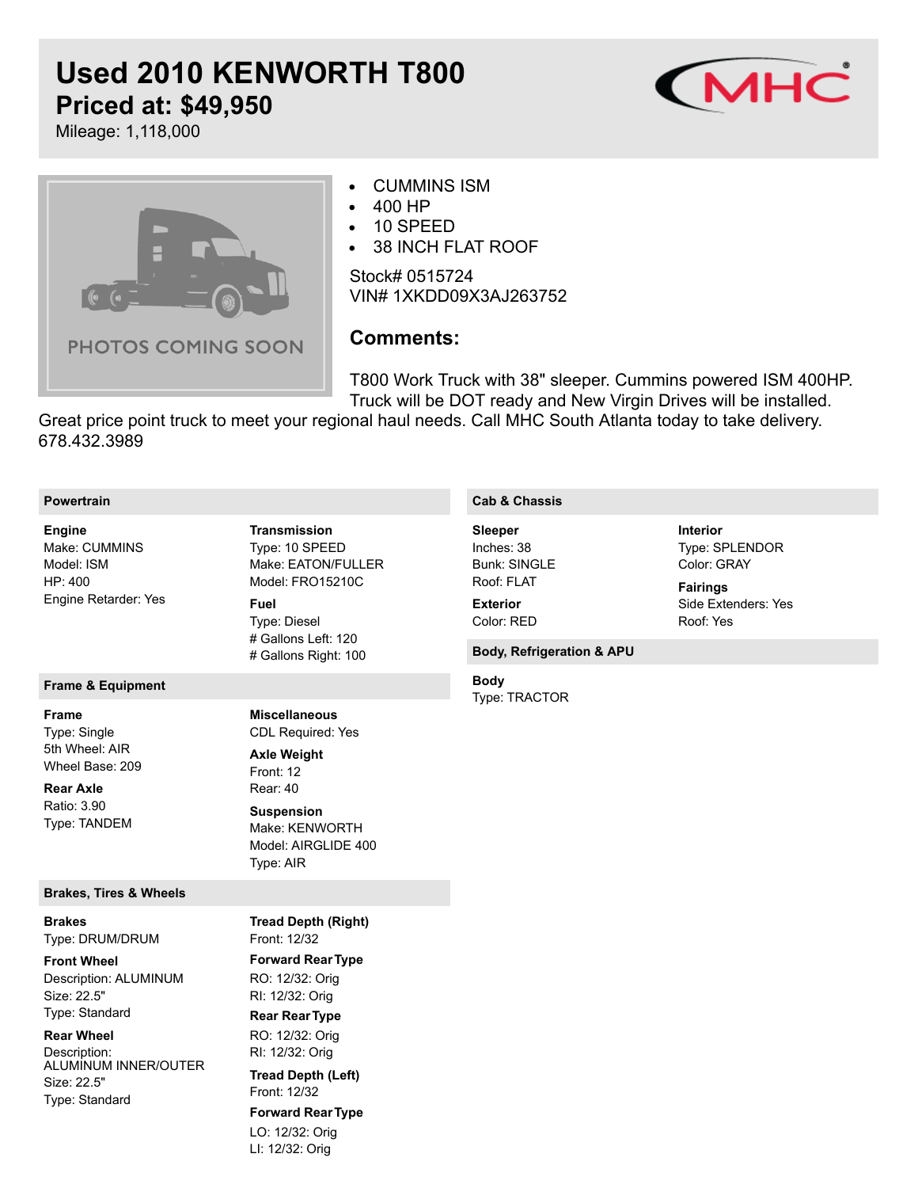# Used 2010 KENWORTH T800

## Priced at: $49,950

Mileage: 1,118,000

PHOTOS COMING SOON

- CUMMINS ISM
- 400 HP
- 10 SPEED
- 38 INCH FLAT ROOF

Stock# 0515724
VIN# 1XKDD09X3AJ263752

### Comments:

T800 Work Truck with 38" sleeper. Cummins powered ISM 400HP. Truck will be DOT ready and New Virgin Drives will be installed. Great price point truck to meet your regional haul needs. Call MHC South Atlanta today to take delivery. 678.432.3989

### Powertrain

**Engine**
Make: CUMMINS
Model: ISM
HP: 400
Engine Retarder: Yes

**Transmission**
Type: 10 SPEED
Make: EATON/FULLER
Model: FRO15210C

**Fuel**
Type: Diesel
# Gallons Left: 120
# Gallons Right: 100

### Frame & Equipment

**Frame**
Type: Single
5th Wheel: AIR
Wheel Base: 209

**Rear Axle**
Ratio: 3.90
Type: TANDEM

**Miscellaneous**
CDL Required: Yes

**Axle Weight**
Front: 12
Rear: 40

**Suspension**
Make: KENWORTH
Model: AIRGLIDE 400
Type: AIR

### Brakes, Tires & Wheels

**Brakes**
Type: DRUM/DRUM

**Front Wheel**
Description: ALUMINUM
Size: 22.5"
Type: Standard

**Rear Wheel**
Description: ALUMINUM INNER/OUTER
Size: 22.5"
Type: Standard

**Tread Depth (Right)**
Front: 12/32

**Forward Rear Type**
RO: 12/32: Orig
RI: 12/32: Orig

**Rear Rear Type**
RO: 12/32: Orig
RI: 12/32: Orig

**Tread Depth (Left)**
Front: 12/32

**Forward Rear Type**
LO: 12/32: Orig
LI: 12/32: Orig

### Cab & Chassis

**Sleeper**
Inches: 38
Bunk: SINGLE
Roof: FLAT

**Exterior**
Color: RED

**Interior**
Type: SPLENDOR
Color: GRAY

**Fairings**
Side Extenders: Yes
Roof: Yes

### Body, Refrigeration & APU

**Body**
Type: TRACTOR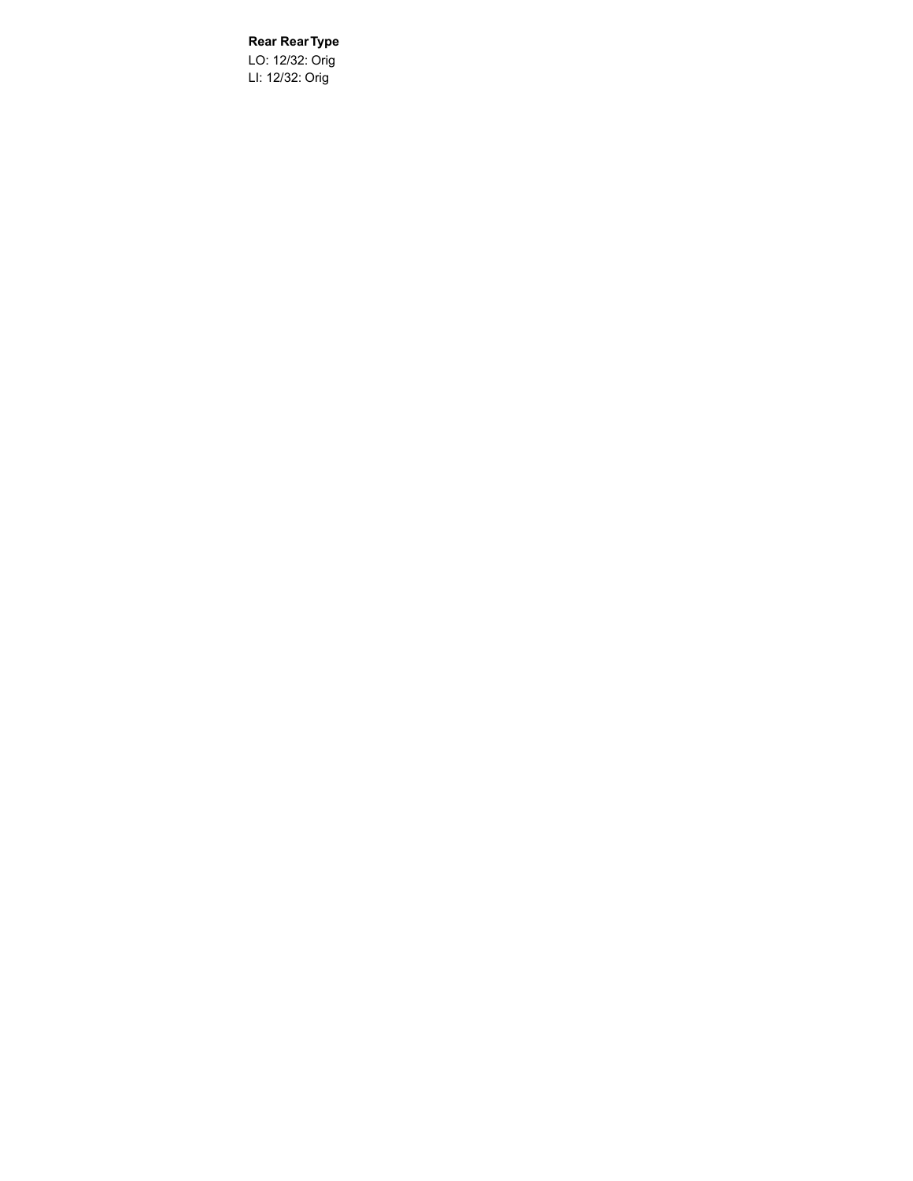**Rear RearType**
LO: 12/32: Orig
LI: 12/32: Orig